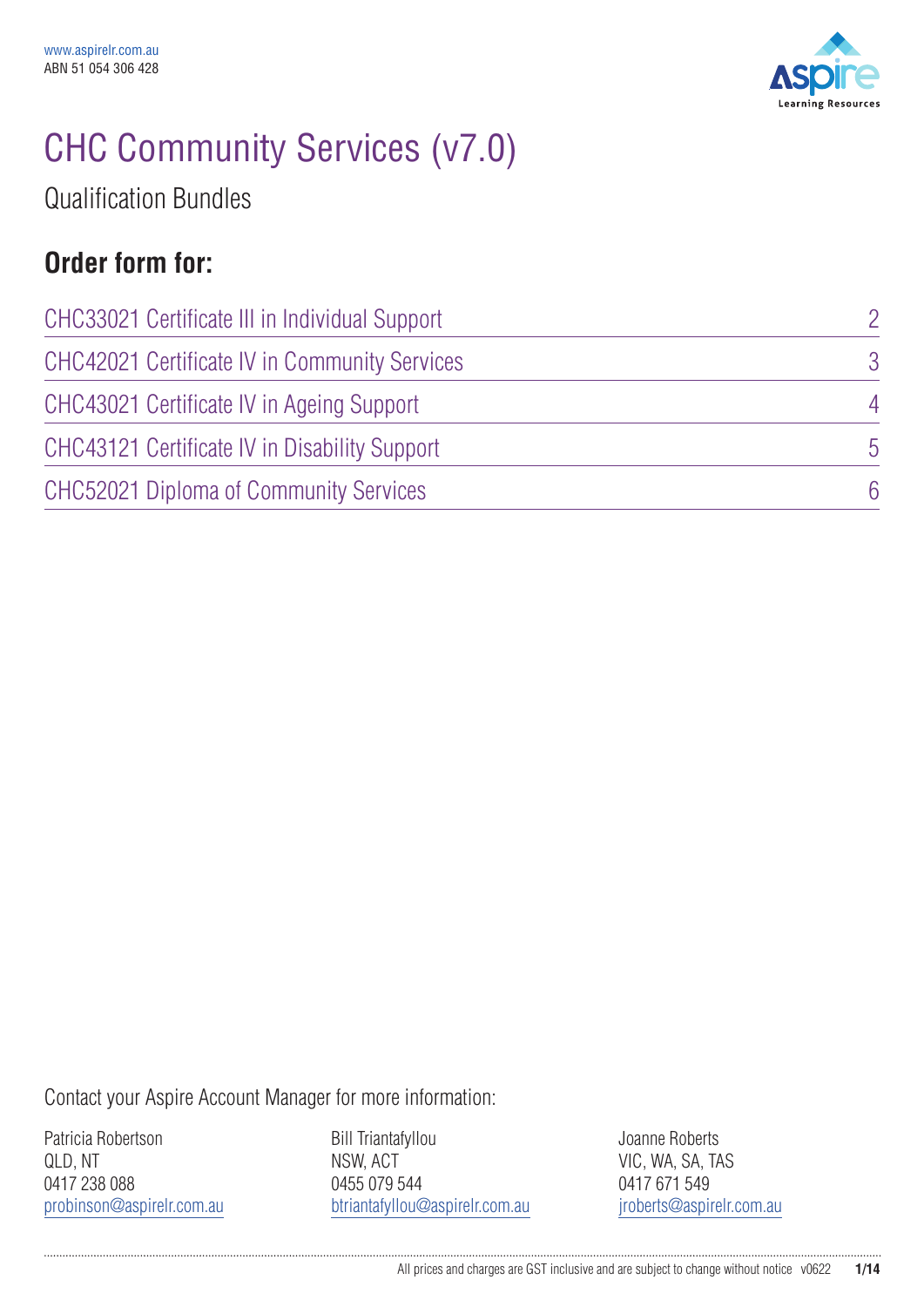www.aspirelr.com.au
ABN 51 054 306 428

# CHC Community Services (v7.0)

Qualification Bundles

## Order form for:

| | |
|---|---|
| CHC33021 Certificate III in Individual Support | 2 |
| CHC42021 Certificate IV in Community Services | 3 |
| CHC43021 Certificate IV in Ageing Support | 4 |
| CHC43121 Certificate IV in Disability Support | 5 |
| CHC52021 Diploma of Community Services | 6 |

Contact your Aspire Account Manager for more information:

Patricia Robertson
QLD, NT
0417 238 088
probinson@aspirelr.com.au

Bill Triantafyllou
NSW, ACT
0455 079 544
btriantafyllou@aspirelr.com.au

Joanne Roberts
VIC, WA, SA, TAS
0417 671 549
jroberts@aspirelr.com.au

All prices and charges are GST inclusive and are subject to change without notice v0622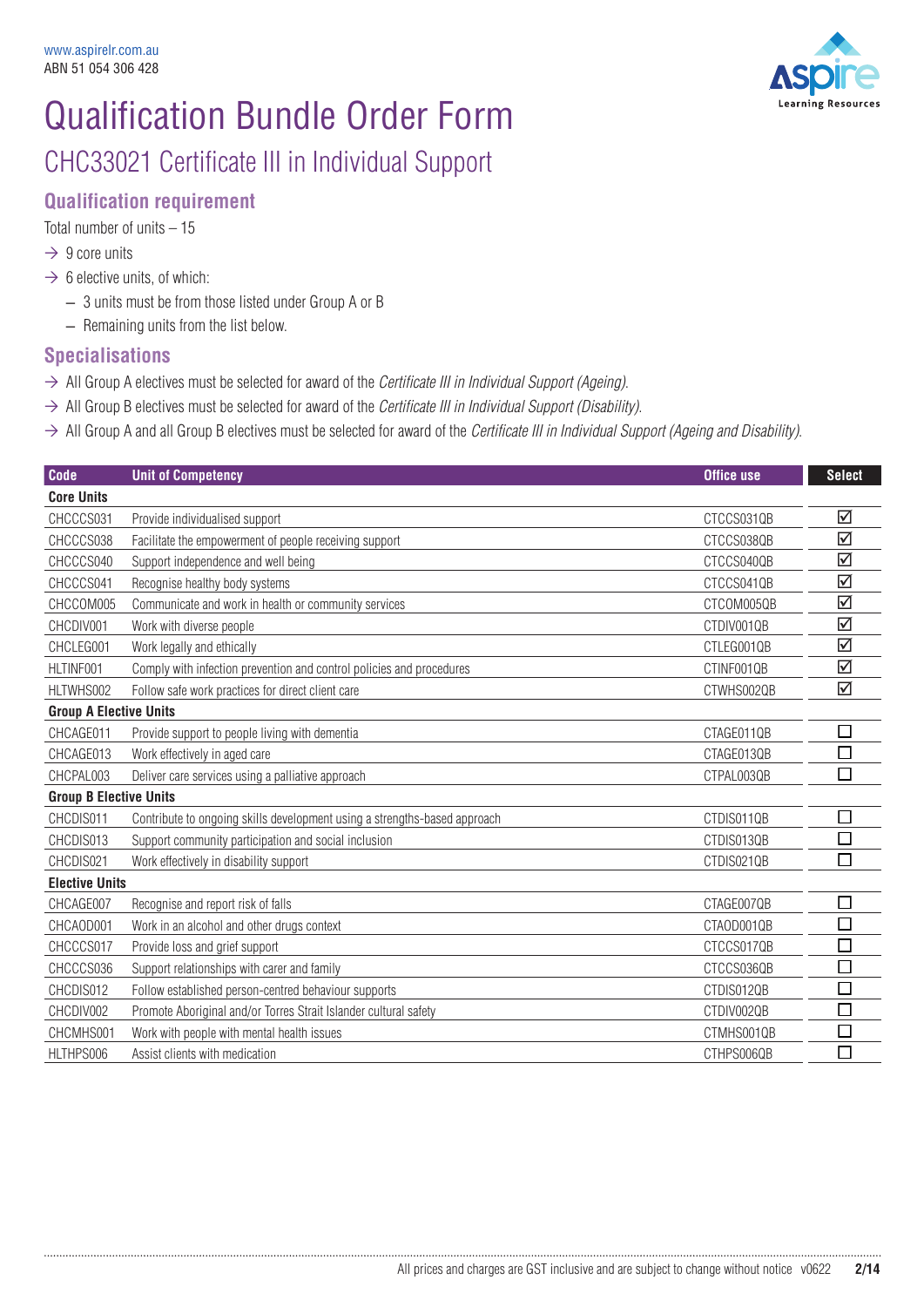www.aspirelr.com.au
ABN 51 054 306 428

# Qualification Bundle Order Form

## CHC33021 Certificate III in Individual Support

### Qualification requirement

Total number of units – 15

- → 9 core units
- → 6 elective units, of which:
  - – 3 units must be from those listed under Group A or B
  - – Remaining units from the list below.

### Specialisations

- → All Group A electives must be selected for award of the *Certificate III in Individual Support (Ageing)*.
- → All Group B electives must be selected for award of the *Certificate III in Individual Support (Disability)*.
- → All Group A and all Group B electives must be selected for award of the *Certificate III in Individual Support (Ageing and Disability)*.

| Code | Unit of Competency | Office use | Select |
|---|---|---|---|
| **Core Units** | | | |
| CHCCCS031 | Provide individualised support | CTCCS031QB | ☑ |
| CHCCCS038 | Facilitate the empowerment of people receiving support | CTCCS038QB | ☑ |
| CHCCCS040 | Support independence and well being | CTCCS040QB | ☑ |
| CHCCCS041 | Recognise healthy body systems | CTCCS041QB | ☑ |
| CHCCOM005 | Communicate and work in health or community services | CTCOM005QB | ☑ |
| CHCDIV001 | Work with diverse people | CTDIV001QB | ☑ |
| CHCLEG001 | Work legally and ethically | CTLEG001QB | ☑ |
| HLTINF001 | Comply with infection prevention and control policies and procedures | CTINF001QB | ☑ |
| HLTWHS002 | Follow safe work practices for direct client care | CTWHS002QB | ☑ |
| **Group A Elective Units** | | | |
| CHCAGE011 | Provide support to people living with dementia | CTAGE011QB | ☐ |
| CHCAGE013 | Work effectively in aged care | CTAGE013QB | ☐ |
| CHCPAL003 | Deliver care services using a palliative approach | CTPAL003QB | ☐ |
| **Group B Elective Units** | | | |
| CHCDIS011 | Contribute to ongoing skills development using a strengths-based approach | CTDIS011QB | ☐ |
| CHCDIS013 | Support community participation and social inclusion | CTDIS013QB | ☐ |
| CHCDIS021 | Work effectively in disability support | CTDIS021QB | ☐ |
| **Elective Units** | | | |
| CHCAGE007 | Recognise and report risk of falls | CTAGE007QB | ☐ |
| CHCAOD001 | Work in an alcohol and other drugs context | CTAOD001QB | ☐ |
| CHCCCS017 | Provide loss and grief support | CTCCS017QB | ☐ |
| CHCCCS036 | Support relationships with carer and family | CTCCS036QB | ☐ |
| CHCDIS012 | Follow established person-centred behaviour supports | CTDIS012QB | ☐ |
| CHCDIV002 | Promote Aboriginal and/or Torres Strait Islander cultural safety | CTDIV002QB | ☐ |
| CHCMHS001 | Work with people with mental health issues | CTMHS001QB | ☐ |
| HLTHPS006 | Assist clients with medication | CTHPS006QB | ☐ |

All prices and charges are GST inclusive and are subject to change without notice v0622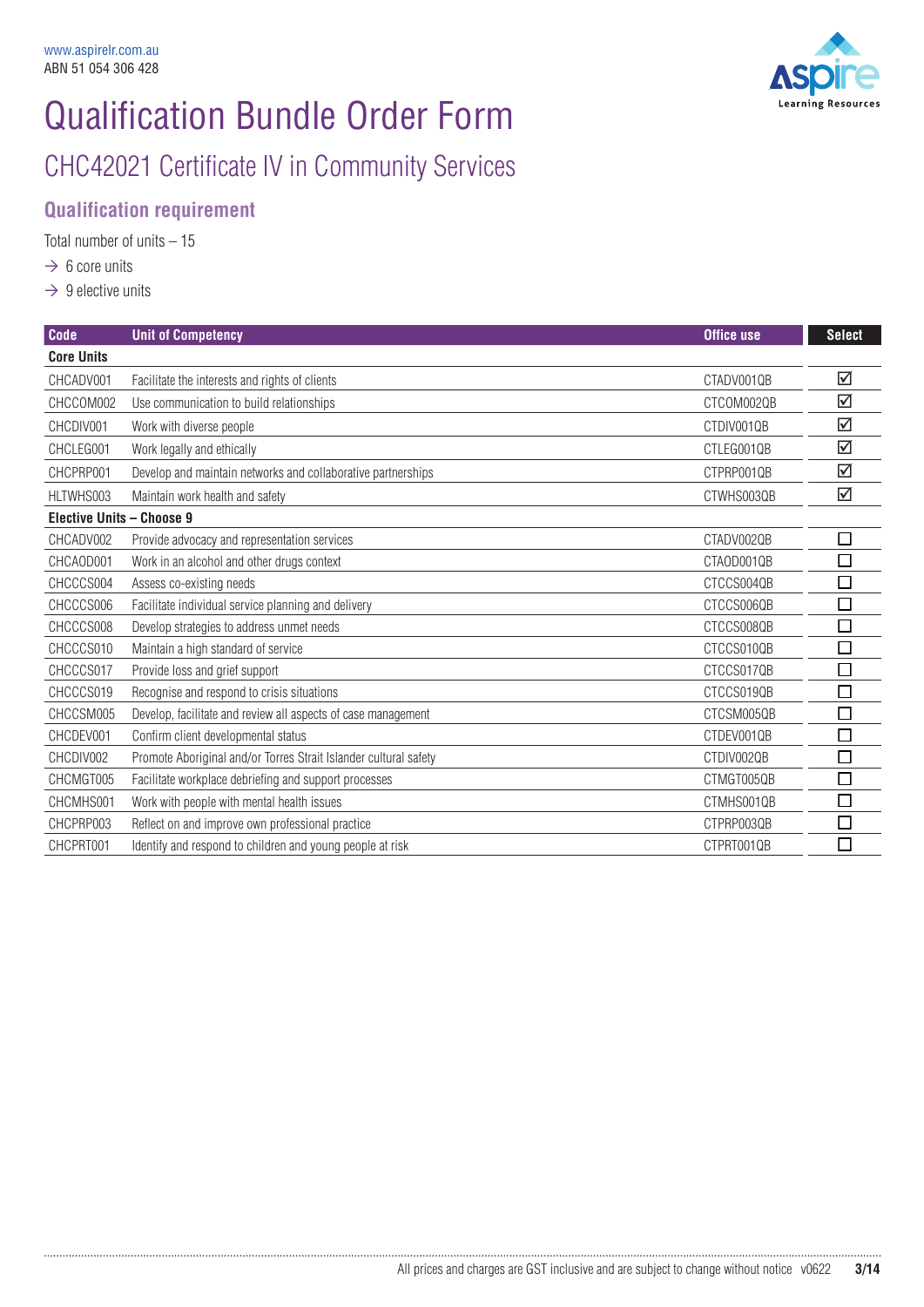www.aspirelr.com.au
ABN 51 054 306 428

# Qualification Bundle Order Form

## CHC42021 Certificate IV in Community Services

### Qualification requirement

Total number of units – 15

→ 6 core units
→ 9 elective units

| Code | Unit of Competency | Office use | Select |
|---|---|---|---|
| **Core Units** | | | |
| CHCADV001 | Facilitate the interests and rights of clients | CTADV001QB | ☑ |
| CHCCOM002 | Use communication to build relationships | CTCOM002QB | ☑ |
| CHCDIV001 | Work with diverse people | CTDIV001QB | ☑ |
| CHCLEG001 | Work legally and ethically | CTLEG001QB | ☑ |
| CHCPRP001 | Develop and maintain networks and collaborative partnerships | CTPRP001QB | ☑ |
| HLTWHS003 | Maintain work health and safety | CTWHS003QB | ☑ |
| **Elective Units – Choose 9** | | | |
| CHCADV002 | Provide advocacy and representation services | CTADV002QB | ☐ |
| CHCAOD001 | Work in an alcohol and other drugs context | CTAOD001QB | ☐ |
| CHCCCS004 | Assess co-existing needs | CTCCS004QB | ☐ |
| CHCCCS006 | Facilitate individual service planning and delivery | CTCCS006QB | ☐ |
| CHCCCS008 | Develop strategies to address unmet needs | CTCCS008QB | ☐ |
| CHCCCS010 | Maintain a high standard of service | CTCCS010QB | ☐ |
| CHCCCS017 | Provide loss and grief support | CTCCS017QB | ☐ |
| CHCCCS019 | Recognise and respond to crisis situations | CTCCS019QB | ☐ |
| CHCCSM005 | Develop, facilitate and review all aspects of case management | CTCSM005QB | ☐ |
| CHCDEV001 | Confirm client developmental status | CTDEV001QB | ☐ |
| CHCDIV002 | Promote Aboriginal and/or Torres Strait Islander cultural safety | CTDIV002QB | ☐ |
| CHCMGT005 | Facilitate workplace debriefing and support processes | CTMGT005QB | ☐ |
| CHCMHS001 | Work with people with mental health issues | CTMHS001QB | ☐ |
| CHCPRP003 | Reflect on and improve own professional practice | CTPRP003QB | ☐ |
| CHCPRT001 | Identify and respond to children and young people at risk | CTPRT001QB | ☐ |

All prices and charges are GST inclusive and are subject to change without notice v0622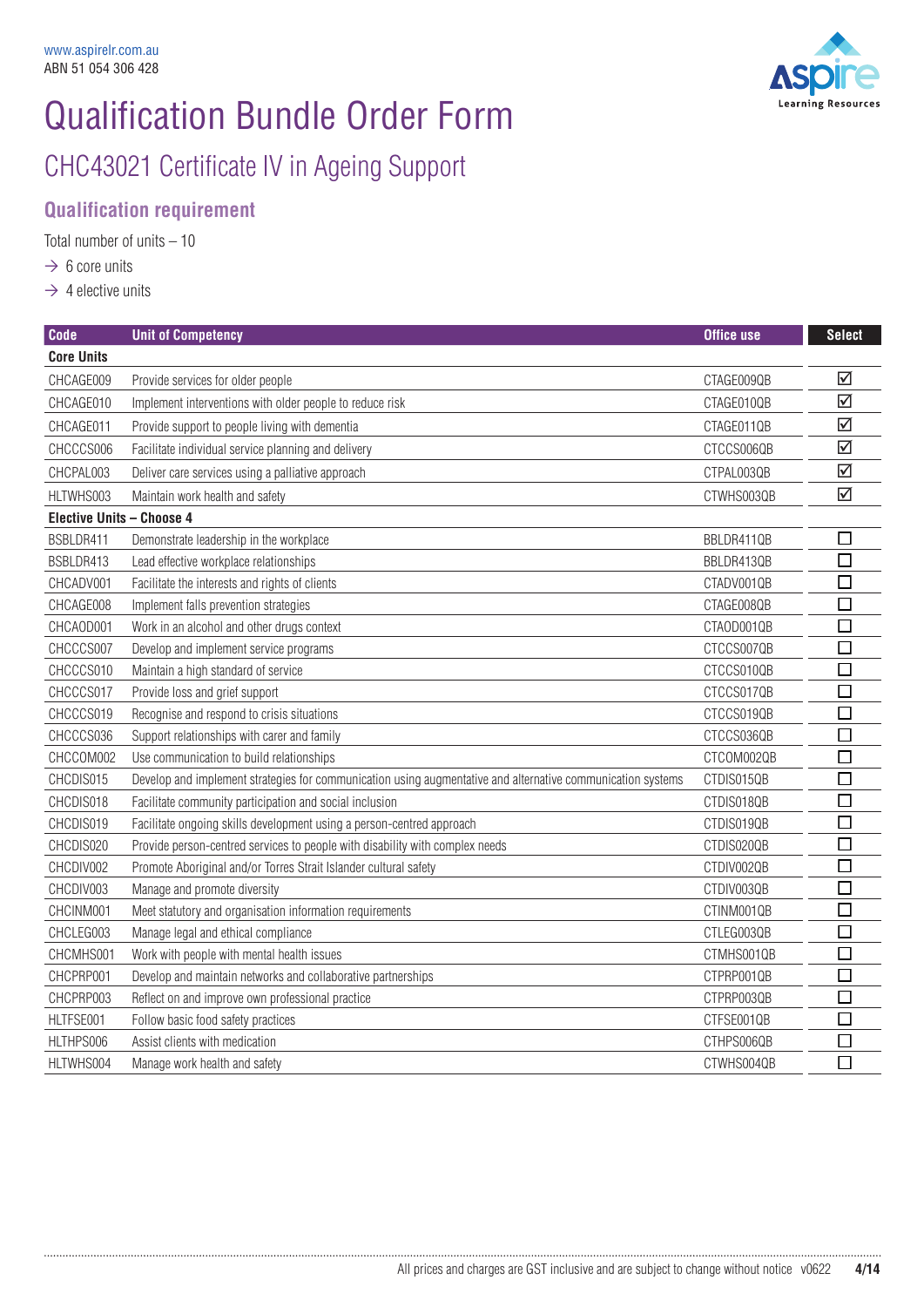www.aspirelr.com.au
ABN 51 054 306 428

# Qualification Bundle Order Form

## CHC43021 Certificate IV in Ageing Support

### Qualification requirement

Total number of units – 10

- → 6 core units
- → 4 elective units

| Code | Unit of Competency | Office use | Select |
|---|---|---|---|
| **Core Units** | | | |
| CHCAGE009 | Provide services for older people | CTAGE009QB | ☑ |
| CHCAGE010 | Implement interventions with older people to reduce risk | CTAGE010QB | ☑ |
| CHCAGE011 | Provide support to people living with dementia | CTAGE011QB | ☑ |
| CHCCCS006 | Facilitate individual service planning and delivery | CTCCS006QB | ☑ |
| CHCPAL003 | Deliver care services using a palliative approach | CTPAL003QB | ☑ |
| HLTWHS003 | Maintain work health and safety | CTWHS003QB | ☑ |
| **Elective Units – Choose 4** | | | |
| BSBLDR411 | Demonstrate leadership in the workplace | BBLDR411QB | ☐ |
| BSBLDR413 | Lead effective workplace relationships | BBLDR413QB | ☐ |
| CHCADV001 | Facilitate the interests and rights of clients | CTADV001QB | ☐ |
| CHCAGE008 | Implement falls prevention strategies | CTAGE008QB | ☐ |
| CHCAOD001 | Work in an alcohol and other drugs context | CTAOD001QB | ☐ |
| CHCCCS007 | Develop and implement service programs | CTCCS007QB | ☐ |
| CHCCCS010 | Maintain a high standard of service | CTCCS010QB | ☐ |
| CHCCCS017 | Provide loss and grief support | CTCCS017QB | ☐ |
| CHCCCS019 | Recognise and respond to crisis situations | CTCCS019QB | ☐ |
| CHCCCS036 | Support relationships with carer and family | CTCCS036QB | ☐ |
| CHCCOM002 | Use communication to build relationships | CTCOM002QB | ☐ |
| CHCDIS015 | Develop and implement strategies for communication using augmentative and alternative communication systems | CTDIS015QB | ☐ |
| CHCDIS018 | Facilitate community participation and social inclusion | CTDIS018QB | ☐ |
| CHCDIS019 | Facilitate ongoing skills development using a person-centred approach | CTDIS019QB | ☐ |
| CHCDIS020 | Provide person-centred services to people with disability with complex needs | CTDIS020QB | ☐ |
| CHCDIV002 | Promote Aboriginal and/or Torres Strait Islander cultural safety | CTDIV002QB | ☐ |
| CHCDIV003 | Manage and promote diversity | CTDIV003QB | ☐ |
| CHCINM001 | Meet statutory and organisation information requirements | CTINM001QB | ☐ |
| CHCLEG003 | Manage legal and ethical compliance | CTLEG003QB | ☐ |
| CHCMHS001 | Work with people with mental health issues | CTMHS001QB | ☐ |
| CHCPRP001 | Develop and maintain networks and collaborative partnerships | CTPRP001QB | ☐ |
| CHCPRP003 | Reflect on and improve own professional practice | CTPRP003QB | ☐ |
| HLTFSE001 | Follow basic food safety practices | CTFSE001QB | ☐ |
| HLTHPS006 | Assist clients with medication | CTHPS006QB | ☐ |
| HLTWHS004 | Manage work health and safety | CTWHS004QB | ☐ |

All prices and charges are GST inclusive and are subject to change without notice v0622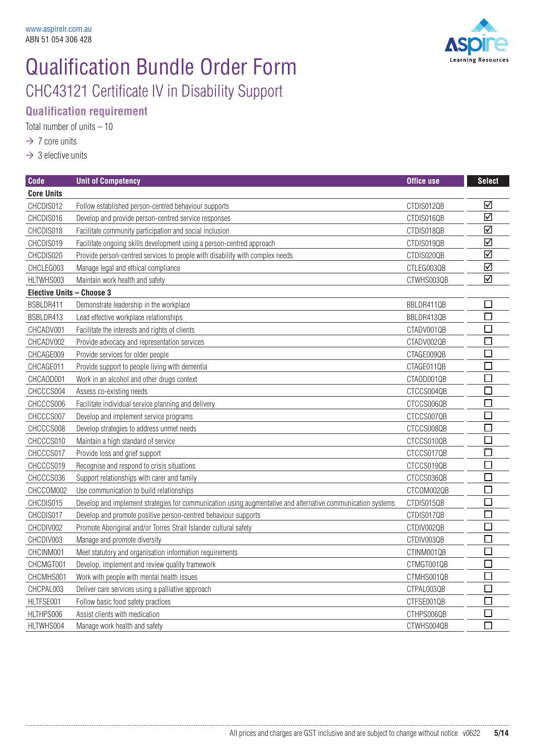www.aspirelr.com.au
ABN 51 054 306 428

# Qualification Bundle Order Form

## CHC43121 Certificate IV in Disability Support

### Qualification requirement

Total number of units – 10

→ 7 core units

→ 3 elective units

| Code | Unit of Competency | Office use | Select |
|---|---|---|---|
| **Core Units** | | | |
| CHCDIS012 | Follow established person-centred behaviour supports | CTDIS012QB | ☑ |
| CHCDIS016 | Develop and provide person-centred service responses | CTDIS016QB | ☑ |
| CHCDIS018 | Facilitate community participation and social inclusion | CTDIS018QB | ☑ |
| CHCDIS019 | Facilitate ongoing skills development using a person-centred approach | CTDIS019QB | ☑ |
| CHCDIS020 | Provide person-centred services to people with disability with complex needs | CTDIS020QB | ☑ |
| CHCLEG003 | Manage legal and ethical compliance | CTLEG003QB | ☑ |
| HLTWHS003 | Maintain work health and safety | CTWHS003QB | ☑ |
| **Elective Units – Choose 3** | | | |
| BSBLDR411 | Demonstrate leadership in the workplace | BBLDR411QB | ☐ |
| BSBLDR413 | Lead effective workplace relationships | BBLDR413QB | ☐ |
| CHCADV001 | Facilitate the interests and rights of clients | CTADV001QB | ☐ |
| CHCADV002 | Provide advocacy and representation services | CTADV002QB | ☐ |
| CHCAGE009 | Provide services for older people | CTAGE009QB | ☐ |
| CHCAGE011 | Provide support to people living with dementia | CTAGE011QB | ☐ |
| CHCAOD001 | Work in an alcohol and other drugs context | CTAOD001QB | ☐ |
| CHCCCS004 | Assess co-existing needs | CTCCS004QB | ☐ |
| CHCCCS006 | Facilitate individual service planning and delivery | CTCCS006QB | ☐ |
| CHCCCS007 | Develop and implement service programs | CTCCS007QB | ☐ |
| CHCCCS008 | Develop strategies to address unmet needs | CTCCS008QB | ☐ |
| CHCCCS010 | Maintain a high standard of service | CTCCS010QB | ☐ |
| CHCCCS017 | Provide loss and grief support | CTCCS017QB | ☐ |
| CHCCCS019 | Recognise and respond to crisis situations | CTCCS019QB | ☐ |
| CHCCCS036 | Support relationships with carer and family | CTCCS036QB | ☐ |
| CHCCOM002 | Use communication to build relationships | CTCOM002QB | ☐ |
| CHCDIS015 | Develop and implement strategies for communication using augmentative and alternative communication systems | CTDIS015QB | ☐ |
| CHCDIS017 | Develop and promote positive person-centred behaviour supports | CTDIS017QB | ☐ |
| CHCDIV002 | Promote Aboriginal and/or Torres Strait Islander cultural safety | CTDIV002QB | ☐ |
| CHCDIV003 | Manage and promote diversity | CTDIV003QB | ☐ |
| CHCINM001 | Meet statutory and organisation information requirements | CTINM001QB | ☐ |
| CHCMGT001 | Develop, implement and review quality framework | CTMGT001QB | ☐ |
| CHCMHS001 | Work with people with mental health issues | CTMHS001QB | ☐ |
| CHCPAL003 | Deliver care services using a palliative approach | CTPAL003QB | ☐ |
| HLTFSE001 | Follow basic food safety practices | CTFSE001QB | ☐ |
| HLTHPS006 | Assist clients with medication | CTHPS006QB | ☐ |
| HLTWHS004 | Manage work health and safety | CTWHS004QB | ☐ |

All prices and charges are GST inclusive and are subject to change without notice v0622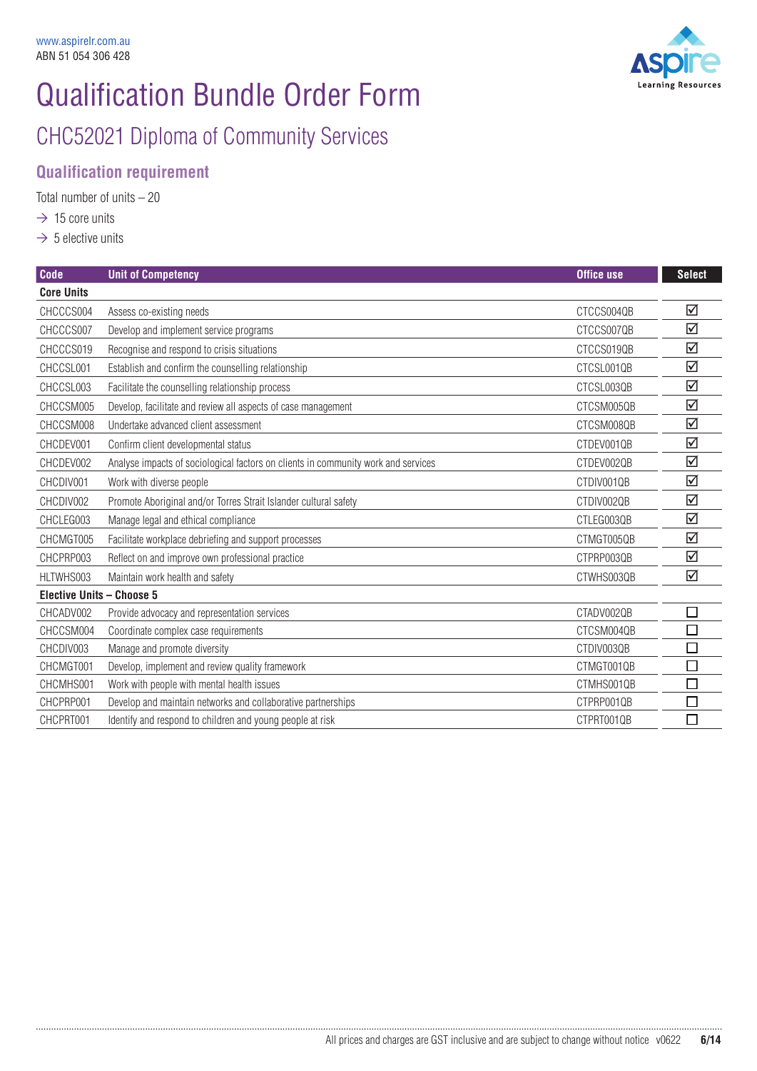www.aspirelr.com.au
ABN 51 054 306 428

# Qualification Bundle Order Form

## CHC52021 Diploma of Community Services

### Qualification requirement

Total number of units – 20

- → 15 core units
- → 5 elective units

| Code | Unit of Competency | Office use | Select |
|---|---|---|---|
| **Core Units** | | | |
| CHCCCS004 | Assess co-existing needs | CTCCS004QB | ☑ |
| CHCCCS007 | Develop and implement service programs | CTCCS007QB | ☑ |
| CHCCCS019 | Recognise and respond to crisis situations | CTCCS019QB | ☑ |
| CHCCSL001 | Establish and confirm the counselling relationship | CTCSL001QB | ☑ |
| CHCCSL003 | Facilitate the counselling relationship process | CTCSL003QB | ☑ |
| CHCCSM005 | Develop, facilitate and review all aspects of case management | CTCSM005QB | ☑ |
| CHCCSM008 | Undertake advanced client assessment | CTCSM008QB | ☑ |
| CHCDEV001 | Confirm client developmental status | CTDEV001QB | ☑ |
| CHCDEV002 | Analyse impacts of sociological factors on clients in community work and services | CTDEV002QB | ☑ |
| CHCDIV001 | Work with diverse people | CTDIV001QB | ☑ |
| CHCDIV002 | Promote Aboriginal and/or Torres Strait Islander cultural safety | CTDIV002QB | ☑ |
| CHCLEG003 | Manage legal and ethical compliance | CTLEG003QB | ☑ |
| CHCMGT005 | Facilitate workplace debriefing and support processes | CTMGT005QB | ☑ |
| CHCPRP003 | Reflect on and improve own professional practice | CTPRP003QB | ☑ |
| HLTWHS003 | Maintain work health and safety | CTWHS003QB | ☑ |
| **Elective Units – Choose 5** | | | |
| CHCADV002 | Provide advocacy and representation services | CTADV002QB | ☐ |
| CHCCSM004 | Coordinate complex case requirements | CTCSM004QB | ☐ |
| CHCDIV003 | Manage and promote diversity | CTDIV003QB | ☐ |
| CHCMGT001 | Develop, implement and review quality framework | CTMGT001QB | ☐ |
| CHCMHS001 | Work with people with mental health issues | CTMHS001QB | ☐ |
| CHCPRP001 | Develop and maintain networks and collaborative partnerships | CTPRP001QB | ☐ |
| CHCPRT001 | Identify and respond to children and young people at risk | CTPRT001QB | ☐ |

All prices and charges are GST inclusive and are subject to change without notice v0622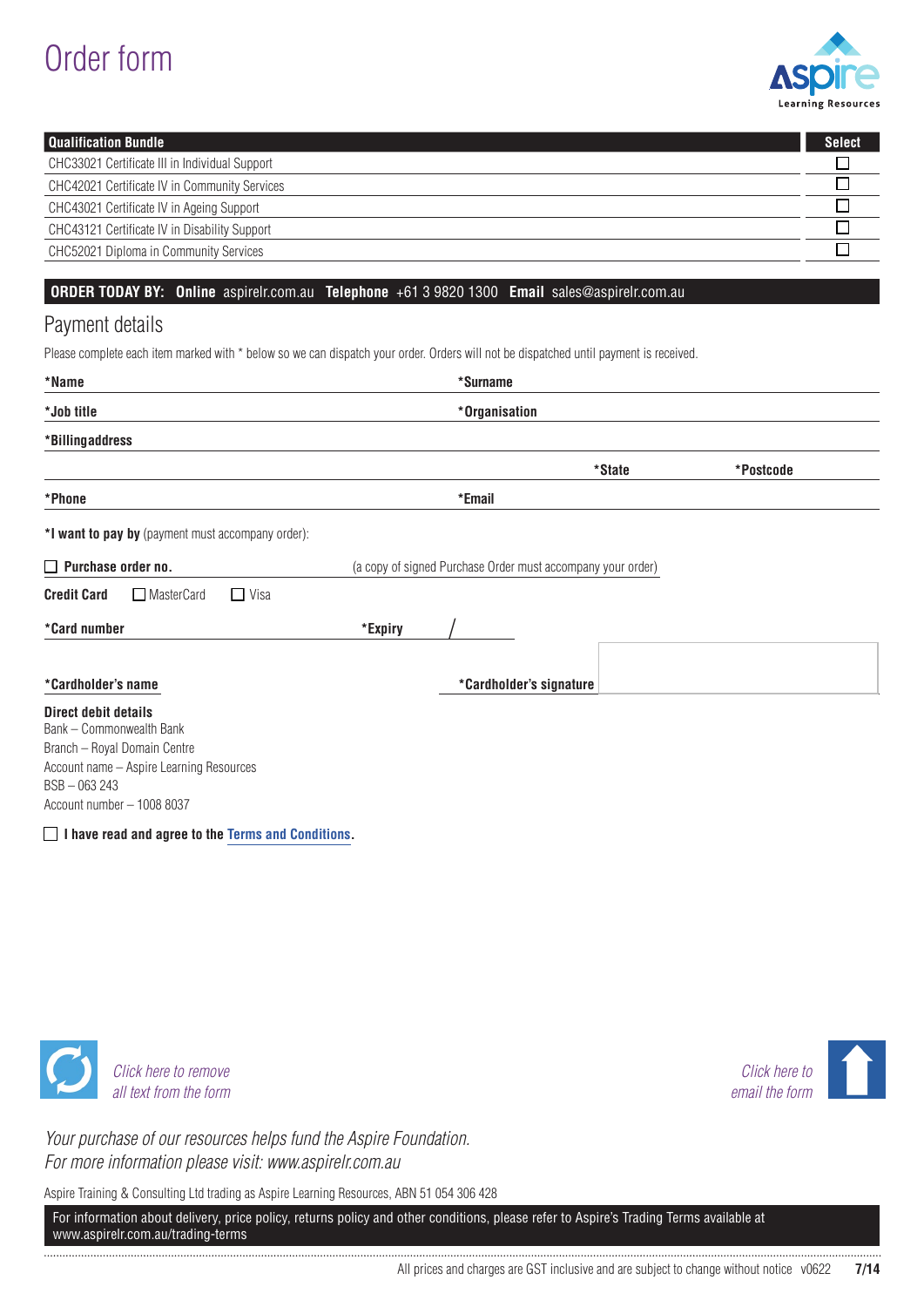# Order form

| Qualification Bundle | Select |
|---|---|
| CHC33021 Certificate III in Individual Support | ☐ |
| CHC42021 Certificate IV in Community Services | ☐ |
| CHC43021 Certificate IV in Ageing Support | ☐ |
| CHC43121 Certificate IV in Disability Support | ☐ |
| CHC52021 Diploma in Community Services | ☐ |

**ORDER TODAY BY: Online** aspirelr.com.au **Telephone** +61 3 9820 1300 **Email** sales@aspirelr.com.au

## Payment details

Please complete each item marked with * below so we can dispatch your order. Orders will not be dispatched until payment is received.

**\*Name** **\*Surname**

**\*Job title** **\*Organisation**

**\*Billingaddress**

**\*State** **\*Postcode**

**\*Phone** **\*Email**

**\*I want to pay by** (payment must accompany order):

☐ **Purchase order no.** (a copy of signed Purchase Order must accompany your order)

**Credit Card** ☐ MasterCard ☐ Visa

**\*Card number** **\*Expiry** /

**\*Cardholder's name** **\*Cardholder's signature**

**Direct debit details**
Bank – Commonwealth Bank
Branch – Royal Domain Centre
Account name – Aspire Learning Resources
BSB – 063 243
Account number – 1008 8037

☐ **I have read and agree to the Terms and Conditions.**

*Click here to remove all text from the form*

*Click here to email the form*

*Your purchase of our resources helps fund the Aspire Foundation.*
*For more information please visit: www.aspirelr.com.au*

Aspire Training & Consulting Ltd trading as Aspire Learning Resources, ABN 51 054 306 428

For information about delivery, price policy, returns policy and other conditions, please refer to Aspire's Trading Terms available at www.aspirelr.com.au/trading-terms

All prices and charges are GST inclusive and are subject to change without notice v0622